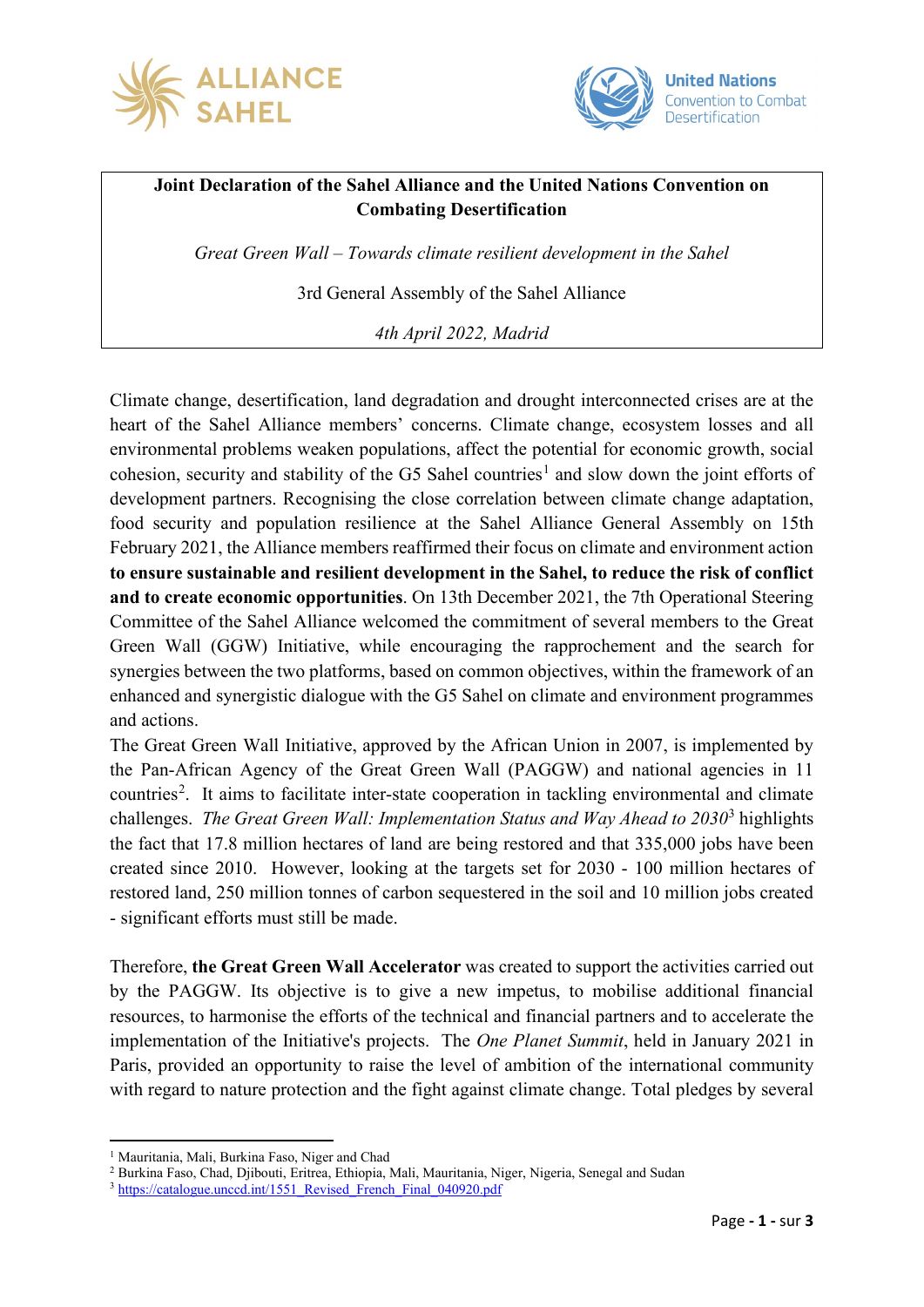**Joint Declaration of the Sahel Alliance and the United Nations Convention on Combating Desertification**

*Great Green Wall – Towards climate resilient development in the Sahel*

3rd General Assembly of the Sahel Alliance

*4th April 2022, Madrid*

Climate change, desertification, land degradation and drought interconnected crises are at the heart of the Sahel Alliance members' concerns. Climate change, ecosystem losses and all environmental problems weaken populations, affect the potential for economic growth, social cohesion, security and stability of the G5 Sahel countries[1] and slow down the joint efforts of development partners. Recognising the close correlation between climate change adaptation, food security and population resilience at the Sahel Alliance General Assembly on 15th February 2021, the Alliance members reaffirmed their focus on climate and environment action **to ensure sustainable and resilient development in the Sahel, to reduce the risk of conflict and to create economic opportunities**. On 13th December 2021, the 7th Operational Steering Committee of the Sahel Alliance welcomed the commitment of several members to the Great Green Wall (GGW) Initiative, while encouraging the rapprochement and the search for synergies between the two platforms, based on common objectives, within the framework of an enhanced and synergistic dialogue with the G5 Sahel on climate and environment programmes and actions.

The Great Green Wall Initiative, approved by the African Union in 2007, is implemented by the Pan-African Agency of the Great Green Wall (PAGGW) and national agencies in 11 countries[2]. It aims to facilitate inter-state cooperation in tackling environmental and climate challenges. *The Great Green Wall: Implementation Status and Way Ahead to 2030*[3] highlights the fact that 17.8 million hectares of land are being restored and that 335,000 jobs have been created since 2010. However, looking at the targets set for 2030 - 100 million hectares of restored land, 250 million tonnes of carbon sequestered in the soil and 10 million jobs created - significant efforts must still be made.

Therefore, **the Great Green Wall Accelerator** was created to support the activities carried out by the PAGGW. Its objective is to give a new impetus, to mobilise additional financial resources, to harmonise the efforts of the technical and financial partners and to accelerate the implementation of the Initiative's projects. The *One Planet Summit*, held in January 2021 in Paris, provided an opportunity to raise the level of ambition of the international community with regard to nature protection and the fight against climate change. Total pledges by several

---

[1] Mauritania, Mali, Burkina Faso, Niger and Chad

[2] Burkina Faso, Chad, Djibouti, Eritrea, Ethiopia, Mali, Mauritania, Niger, Nigeria, Senegal and Sudan

[3] https://catalogue.unccd.int/1551_Revised_French_Final_040920.pdf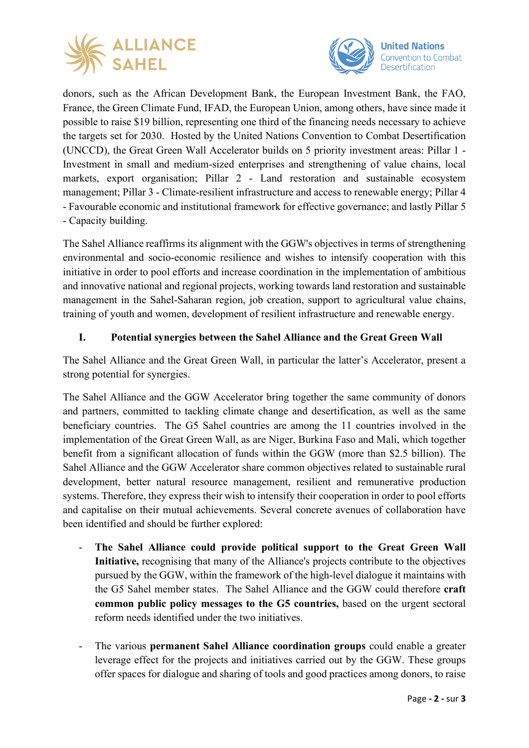donors, such as the African Development Bank, the European Investment Bank, the FAO, France, the Green Climate Fund, IFAD, the European Union, among others, have since made it possible to raise $19 billion, representing one third of the financing needs necessary to achieve the targets set for 2030. Hosted by the United Nations Convention to Combat Desertification (UNCCD), the Great Green Wall Accelerator builds on 5 priority investment areas: Pillar 1 - Investment in small and medium-sized enterprises and strengthening of value chains, local markets, export organisation; Pillar 2 - Land restoration and sustainable ecosystem management; Pillar 3 - Climate-resilient infrastructure and access to renewable energy; Pillar 4 - Favourable economic and institutional framework for effective governance; and lastly Pillar 5 - Capacity building.

The Sahel Alliance reaffirms its alignment with the GGW's objectives in terms of strengthening environmental and socio-economic resilience and wishes to intensify cooperation with this initiative in order to pool efforts and increase coordination in the implementation of ambitious and innovative national and regional projects, working towards land restoration and sustainable management in the Sahel-Saharan region, job creation, support to agricultural value chains, training of youth and women, development of resilient infrastructure and renewable energy.

## I. Potential synergies between the Sahel Alliance and the Great Green Wall

The Sahel Alliance and the Great Green Wall, in particular the latter's Accelerator, present a strong potential for synergies.

The Sahel Alliance and the GGW Accelerator bring together the same community of donors and partners, committed to tackling climate change and desertification, as well as the same beneficiary countries. The G5 Sahel countries are among the 11 countries involved in the implementation of the Great Green Wall, as are Niger, Burkina Faso and Mali, which together benefit from a significant allocation of funds within the GGW (more than $2.5 billion). The Sahel Alliance and the GGW Accelerator share common objectives related to sustainable rural development, better natural resource management, resilient and remunerative production systems. Therefore, they express their wish to intensify their cooperation in order to pool efforts and capitalise on their mutual achievements. Several concrete avenues of collaboration have been identified and should be further explored:

- **The Sahel Alliance could provide political support to the Great Green Wall Initiative,** recognising that many of the Alliance's projects contribute to the objectives pursued by the GGW, within the framework of the high-level dialogue it maintains with the G5 Sahel member states. The Sahel Alliance and the GGW could therefore **craft common public policy messages to the G5 countries,** based on the urgent sectoral reform needs identified under the two initiatives.

- The various **permanent Sahel Alliance coordination groups** could enable a greater leverage effect for the projects and initiatives carried out by the GGW. These groups offer spaces for dialogue and sharing of tools and good practices among donors, to raise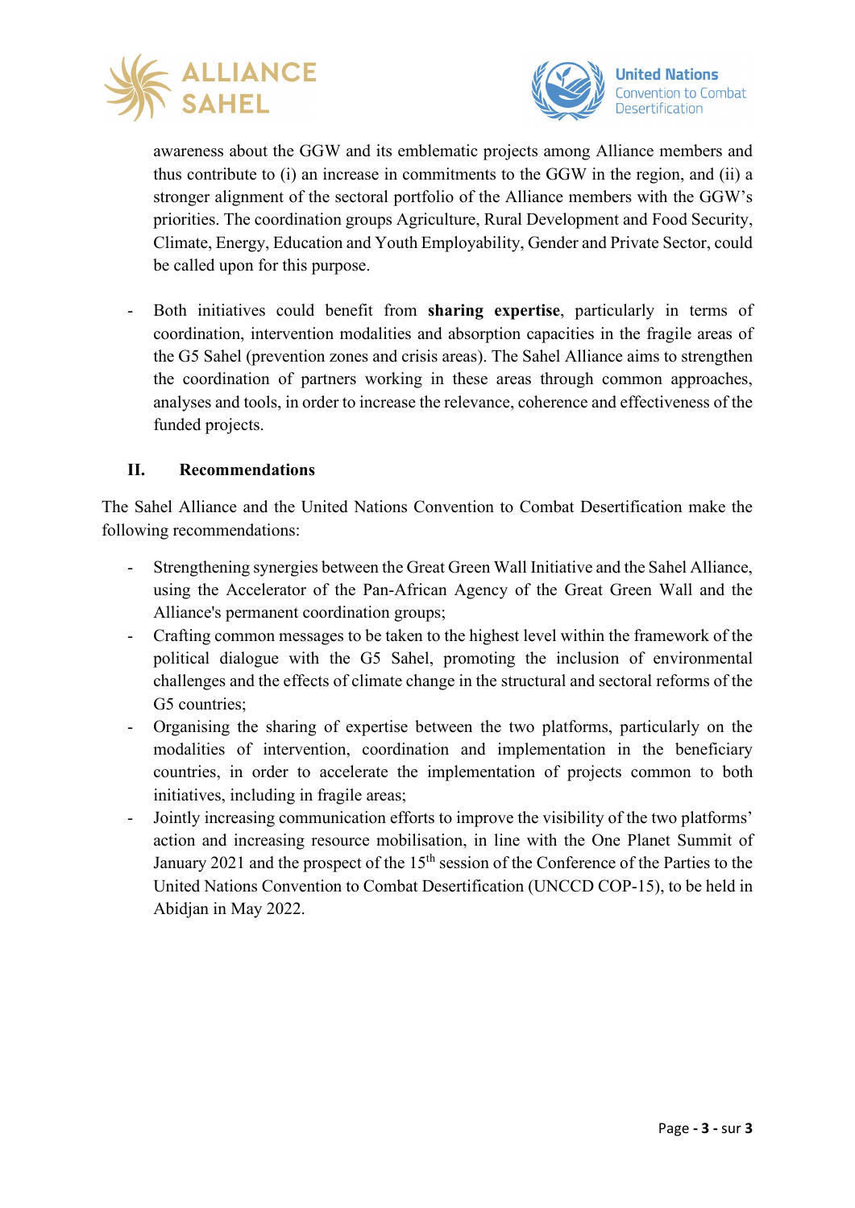awareness about the GGW and its emblematic projects among Alliance members and thus contribute to (i) an increase in commitments to the GGW in the region, and (ii) a stronger alignment of the sectoral portfolio of the Alliance members with the GGW's priorities. The coordination groups Agriculture, Rural Development and Food Security, Climate, Energy, Education and Youth Employability, Gender and Private Sector, could be called upon for this purpose.

- Both initiatives could benefit from **sharing expertise**, particularly in terms of coordination, intervention modalities and absorption capacities in the fragile areas of the G5 Sahel (prevention zones and crisis areas). The Sahel Alliance aims to strengthen the coordination of partners working in these areas through common approaches, analyses and tools, in order to increase the relevance, coherence and effectiveness of the funded projects.

## II. Recommendations

The Sahel Alliance and the United Nations Convention to Combat Desertification make the following recommendations:

- Strengthening synergies between the Great Green Wall Initiative and the Sahel Alliance, using the Accelerator of the Pan-African Agency of the Great Green Wall and the Alliance's permanent coordination groups;
- Crafting common messages to be taken to the highest level within the framework of the political dialogue with the G5 Sahel, promoting the inclusion of environmental challenges and the effects of climate change in the structural and sectoral reforms of the G5 countries;
- Organising the sharing of expertise between the two platforms, particularly on the modalities of intervention, coordination and implementation in the beneficiary countries, in order to accelerate the implementation of projects common to both initiatives, including in fragile areas;
- Jointly increasing communication efforts to improve the visibility of the two platforms' action and increasing resource mobilisation, in line with the One Planet Summit of January 2021 and the prospect of the 15th session of the Conference of the Parties to the United Nations Convention to Combat Desertification (UNCCD COP-15), to be held in Abidjan in May 2022.